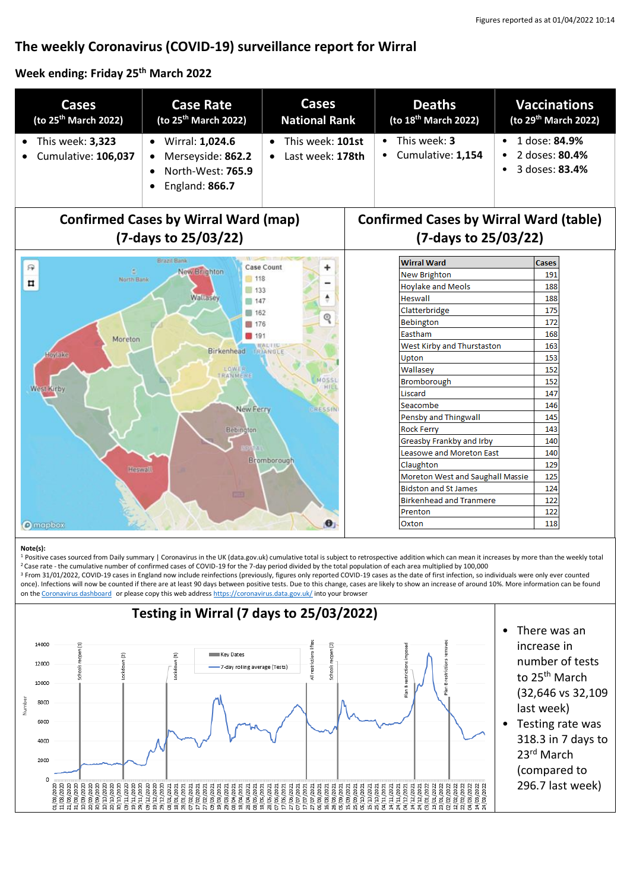Figures reported as at 01/04/2022 10:14

# The weekly Coronavirus (COVID-19) surveillance report for Wirral

## Week ending: Friday 25th March 2022

| Cases (to 25th March 2022) | Case Rate (to 25th March 2022) | Cases National Rank | Deaths (to 18th March 2022) | Vaccinations (to 29th March 2022) |
|---|---|---|---|---|
| • This week: **3,323**<br>• Cumulative: **106,037** | • Wirral: **1,024.6**<br>• Merseyside: **862.2**<br>• North-West: **765.9**<br>• England: **866.7** | • This week: **101st**<br>• Last week: **178th** | • This week: **3**<br>• Cumulative: **1,154** | • 1 dose: **84.9%**<br>• 2 doses: **80.4%**<br>• 3 doses: **83.4%** |

## Confirmed Cases by Wirral Ward (map) (7-days to 25/03/22)

## Confirmed Cases by Wirral Ward (table) (7-days to 25/03/22)

| Wirral Ward | Cases |
|---|---|
| New Brighton | 191 |
| Hoylake and Meols | 188 |
| Heswall | 188 |
| Clatterbridge | 175 |
| Bebington | 172 |
| Eastham | 168 |
| West Kirby and Thurstaston | 163 |
| Upton | 153 |
| Wallasey | 152 |
| Bromborough | 152 |
| Liscard | 147 |
| Seacombe | 146 |
| Pensby and Thingwall | 145 |
| Rock Ferry | 143 |
| Greasby Frankby and Irby | 140 |
| Leasowe and Moreton East | 140 |
| Claughton | 129 |
| Moreton West and Saughall Massie | 125 |
| Bidston and St James | 124 |
| Birkenhead and Tranmere | 122 |
| Prenton | 122 |
| Oxton | 118 |

**Note(s):**

[1] Positive cases sourced from Daily summary | Coronavirus in the UK (data.gov.uk) cumulative total is subject to retrospective addition which can mean it increases by more than the weekly total

[2] Case rate - the cumulative number of confirmed cases of COVID-19 for the 7-day period divided by the total population of each area multiplied by 100,000

[3] From 31/01/2022, COVID-19 cases in England now include reinfections (previously, figures only reported COVID-19 cases as the date of first infection, so individuals were only ever counted once). Infections will now be counted if there are at least 90 days between positive tests. Due to this change, cases are likely to show an increase of around 10%. More information can be found on the Coronavirus dashboard or please copy this web address https://coronavirus.data.gov.uk/ into your browser

## Testing in Wirral (7 days to 25/03/2022)

- There was an increase in number of tests to 25th March (32,646 vs 32,109 last week)
- Testing rate was 318.3 in 7 days to 23rd March (compared to 296.7 last week)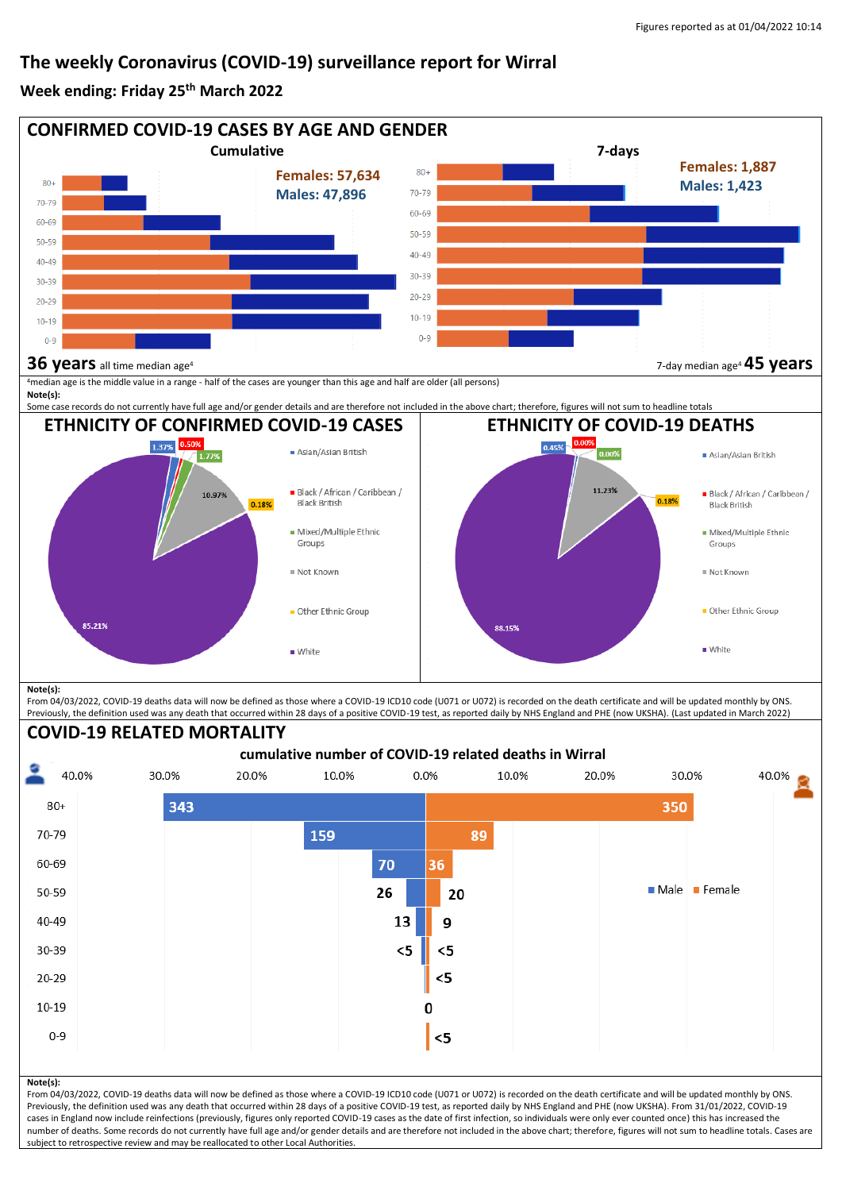Figures reported as at 01/04/2022 10:14

# The weekly Coronavirus (COVID-19) surveillance report for Wirral

## Week ending: Friday 25th March 2022

## CONFIRMED COVID-19 CASES BY AGE AND GENDER

**Cumulative**

Females: 57,634
Males: 47,896

80+
70-79
60-69
50-59
40-49
30-39
20-29
10-19
0-9

**36 years** all time median age[4]

**7-days**

Females: 1,887
Males: 1,423

80+
70-79
60-69
50-59
40-49
30-39
20-29
10-19
0-9

7-day median age[4] **45 years**

[4]median age is the middle value in a range - half of the cases are younger than this age and half are older (all persons)

**Note(s):**
Some case records do not currently have full age and/or gender details and are therefore not included in the above chart; therefore, figures will not sum to headline totals

## ETHNICITY OF CONFIRMED COVID-19 CASES

1.37%
0.50%
1.77%
10.97%
0.18%
85.21%

- Asian/Asian British
- Black / African / Caribbean / Black British
- Mixed/Multiple Ethnic Groups
- Not Known
- Other Ethnic Group
- White

## ETHNICITY OF COVID-19 DEATHS

0.45%
0.00%
0.00%
11.23%
0.18%
88.15%

- Asian/Asian British
- Black / African / Caribbean / Black British
- Mixed/Multiple Ethnic Groups
- Not Known
- Other Ethnic Group
- White

**Note(s):**
From 04/03/2022, COVID-19 deaths data will now be defined as those where a COVID-19 ICD10 code (U071 or U072) is recorded on the death certificate and will be updated monthly by ONS. Previously, the definition used was any death that occurred within 28 days of a positive COVID-19 test, as reported daily by NHS England and PHE (now UKSHA). (Last updated in March 2022)

## COVID-19 RELATED MORTALITY

**cumulative number of COVID-19 related deaths in Wirral**

40.0% 30.0% 20.0% 10.0% 0.0% 10.0% 20.0% 30.0% 40.0%

Male
Female

80+ 343 350
70-79 159 89
60-69 70 36
50-59 26 20
40-49 13 9
30-39 <5 <5
20-29 <5
10-19 0
0-9 <5

**Note(s):**
From 04/03/2022, COVID-19 deaths data will now be defined as those where a COVID-19 ICD10 code (U071 or U072) is recorded on the death certificate and will be updated monthly by ONS. Previously, the definition used was any death that occurred within 28 days of a positive COVID-19 test, as reported daily by NHS England and PHE (now UKSHA). From 31/01/2022, COVID-19 cases in England now include reinfections (previously, figures only reported COVID-19 cases as the date of first infection, so individuals were only ever counted once) this has increased the number of deaths. Some records do not currently have full age and/or gender details and are therefore not included in the above chart; therefore, figures will not sum to headline totals. Cases are subject to retrospective review and may be reallocated to other Local Authorities.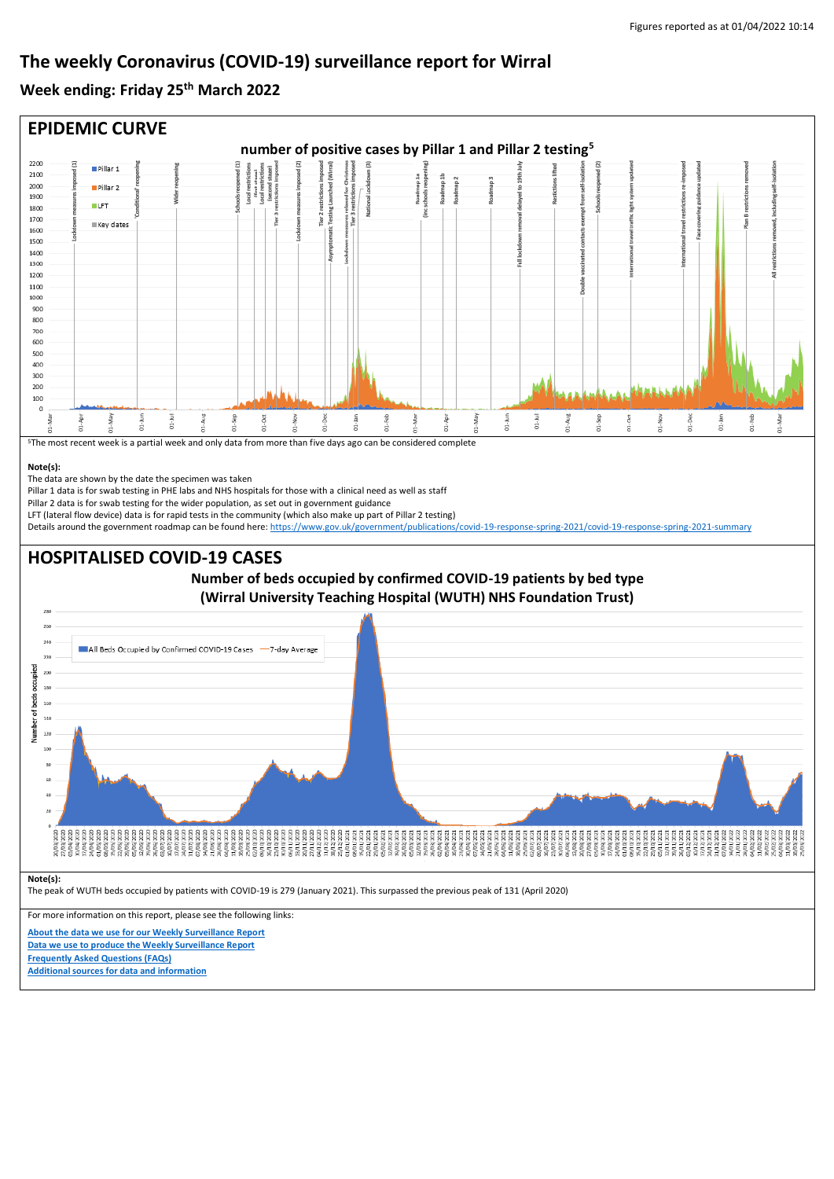Figures reported as at 01/04/2022 10:14

# The weekly Coronavirus (COVID-19) surveillance report for Wirral

## Week ending: Friday 25th March 2022

## EPIDEMIC CURVE

number of positive cases by Pillar 1 and Pillar 2 testing[5]

Pillar 1
Pillar 2
LFT
Key dates

Lockdown measures imposed (1)
'Conditional' reopening
Wider reopening
Schools reopened (1)
Local restrictions
Local restrictions (second stage)
Tier 3 restrictions imposed
Lockdown measures imposed (2)
Tier 2 restrictions imposed
Asymptomatic Testing Launched (Wirral)
Lockdown measures relaxed for Christmas
Tier 3 restrictions imposed
National Lockdown (3)
Roadmap 1a (inc schools reopening)
Roadmap 1b
Roadmap 2
Roadmap 3
Full lockdown removal delayed to 19th July
Restrictions lifted
Double vaccinated contacts exempt from self-isolation
Schools reopened (2)
International travel traffic light system updated
International travel restrictions re-imposed
Face covering guidance updated
Plan B restrictions removed
All restrictions removed, including self-isolation

[5]The most recent week is a partial week and only data from more than five days ago can be considered complete

**Note(s):**

The data are shown by the date the specimen was taken

Pillar 1 data is for swab testing in PHE labs and NHS hospitals for those with a clinical need as well as staff

Pillar 2 data is for swab testing for the wider population, as set out in government guidance

LFT (lateral flow device) data is for rapid tests in the community (which also make up part of Pillar 2 testing)

Details around the government roadmap can be found here: https://www.gov.uk/government/publications/covid-19-response-spring-2021/covid-19-response-spring-2021-summary

## HOSPITALISED COVID-19 CASES

Number of beds occupied by confirmed COVID-19 patients by bed type
(Wirral University Teaching Hospital (WUTH) NHS Foundation Trust)

All Beds Occupied by Confirmed COVID-19 Cases
7-day Average

Number of beds occupied

**Note(s):**

The peak of WUTH beds occupied by patients with COVID-19 is 279 (January 2021). This surpassed the previous peak of 131 (April 2020)

For more information on this report, please see the following links:

[About the data we use for our Weekly Surveillance Report]

[Data we use to produce the Weekly Surveillance Report]

[Frequently Asked Questions (FAQs)]

[Additional sources for data and information]